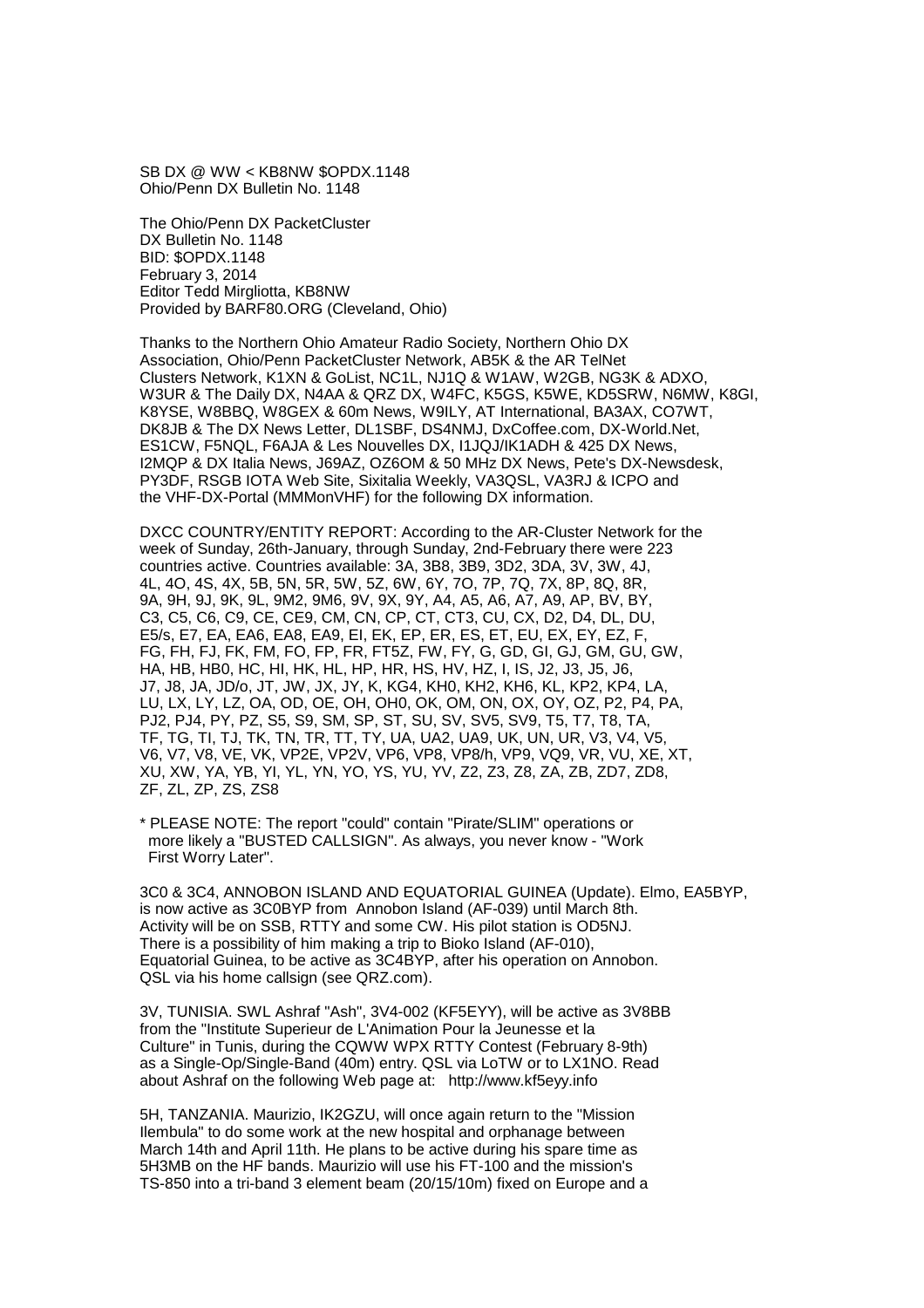SB DX @ WW < KB8NW $OPDX.1148
Ohio/Penn DX Bulletin No. 1148

The Ohio/Penn DX PacketCluster
DX Bulletin No. 1148
BID: $OPDX.1148
February 3, 2014
Editor Tedd Mirgliotta, KB8NW
Provided by BARF80.ORG (Cleveland, Ohio)

Thanks to the Northern Ohio Amateur Radio Society, Northern Ohio DX Association, Ohio/Penn PacketCluster Network, AB5K & the AR TelNet Clusters Network, K1XN & GoList, NC1L, NJ1Q & W1AW, W2GB, NG3K & ADXO, W3UR & The Daily DX, N4AA & QRZ DX, W4FC, K5GS, K5WE, KD5SRW, N6MW, K8GI, K8YSE, W8BBQ, W8GEX & 60m News, W9ILY, AT International, BA3AX, CO7WT, DK8JB & The DX News Letter, DL1SBF, DS4NMJ, DxCoffee.com, DX-World.Net, ES1CW, F5NQL, F6AJA & Les Nouvelles DX, I1JQJ/IK1ADH & 425 DX News, I2MQP & DX Italia News, J69AZ, OZ6OM & 50 MHz DX News, Pete's DX-Newsdesk, PY3DF, RSGB IOTA Web Site, Sixitalia Weekly, VA3QSL, VA3RJ & ICPO and the VHF-DX-Portal (MMMonVHF) for the following DX information.

DXCC COUNTRY/ENTITY REPORT: According to the AR-Cluster Network for the week of Sunday, 26th-January, through Sunday, 2nd-February there were 223 countries active. Countries available: 3A, 3B8, 3B9, 3D2, 3DA, 3V, 3W, 4J, 4L, 4O, 4S, 4X, 5B, 5N, 5R, 5W, 5Z, 6W, 6Y, 7O, 7P, 7Q, 7X, 8P, 8Q, 8R, 9A, 9H, 9J, 9K, 9L, 9M2, 9M6, 9V, 9X, 9Y, A4, A5, A6, A7, A9, AP, BV, BY, C3, C5, C6, C9, CE, CE9, CM, CN, CP, CT, CT3, CU, CX, D2, D4, DL, DU, E5/s, E7, EA, EA6, EA8, EA9, EI, EK, EP, ER, ES, ET, EU, EX, EY, EZ, F, FG, FH, FJ, FK, FM, FO, FP, FR, FT5Z, FW, FY, G, GD, GI, GJ, GM, GU, GW, HA, HB, HB0, HC, HI, HK, HL, HP, HR, HS, HV, HZ, I, IS, J2, J3, J5, J6, J7, J8, JA, JD/o, JT, JW, JX, JY, K, KG4, KH0, KH2, KH6, KL, KP2, KP4, LA, LU, LX, LY, LZ, OA, OD, OE, OH, OH0, OK, OM, ON, OX, OY, OZ, P2, P4, PA, PJ2, PJ4, PY, PZ, S5, S9, SM, SP, ST, SU, SV, SV5, SV9, T5, T7, T8, TA, TF, TG, TI, TJ, TK, TN, TR, TT, TY, UA, UA2, UA9, UK, UN, UR, V3, V4, V5, V6, V7, V8, VE, VK, VP2E, VP2V, VP6, VP8, VP8/h, VP9, VQ9, VR, VU, XE, XT, XU, XW, YA, YB, YI, YL, YN, YO, YS, YU, YV, Z2, Z3, Z8, ZA, ZB, ZD7, ZD8, ZF, ZL, ZP, ZS, ZS8

* PLEASE NOTE: The report "could" contain "Pirate/SLIM" operations or more likely a "BUSTED CALLSIGN". As always, you never know - "Work First Worry Later".

3C0 & 3C4, ANNOBON ISLAND AND EQUATORIAL GUINEA (Update). Elmo, EA5BYP, is now active as 3C0BYP from Annobon Island (AF-039) until March 8th. Activity will be on SSB, RTTY and some CW. His pilot station is OD5NJ. There is a possibility of him making a trip to Bioko Island (AF-010), Equatorial Guinea, to be active as 3C4BYP, after his operation on Annobon. QSL via his home callsign (see QRZ.com).

3V, TUNISIA. SWL Ashraf "Ash", 3V4-002 (KF5EYY), will be active as 3V8BB from the "Institute Superieur de L'Animation Pour la Jeunesse et la Culture" in Tunis, during the CQWW WPX RTTY Contest (February 8-9th) as a Single-Op/Single-Band (40m) entry. QSL via LoTW or to LX1NO. Read about Ashraf on the following Web page at: http://www.kf5eyy.info

5H, TANZANIA. Maurizio, IK2GZU, will once again return to the "Mission Ilembula" to do some work at the new hospital and orphanage between March 14th and April 11th. He plans to be active during his spare time as 5H3MB on the HF bands. Maurizio will use his FT-100 and the mission's TS-850 into a tri-band 3 element beam (20/15/10m) fixed on Europe and a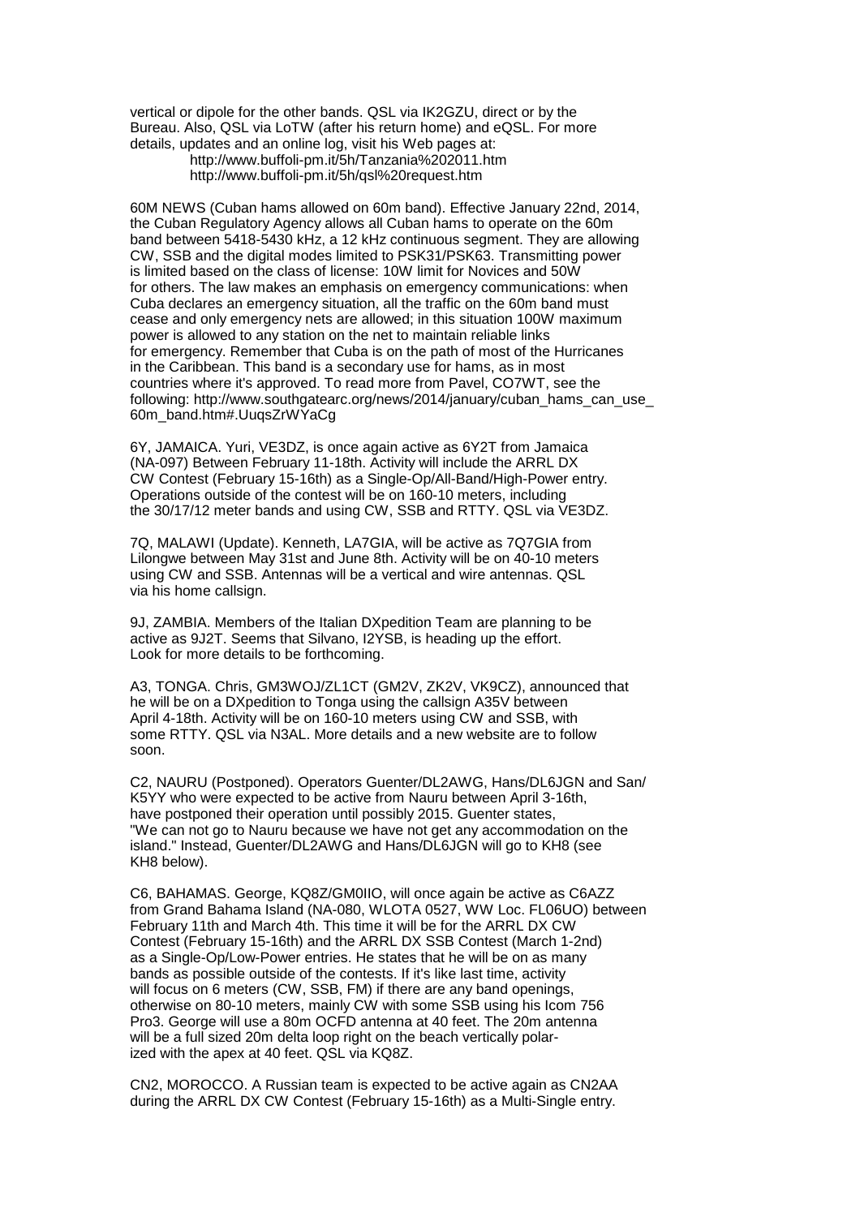vertical or dipole for the other bands. QSL via IK2GZU, direct or by the Bureau. Also, QSL via LoTW (after his return home) and eQSL. For more details, updates and an online log, visit his Web pages at:

http://www.buffoli-pm.it/5h/Tanzania%202011.htm
http://www.buffoli-pm.it/5h/qsl%20request.htm

60M NEWS (Cuban hams allowed on 60m band). Effective January 22nd, 2014, the Cuban Regulatory Agency allows all Cuban hams to operate on the 60m band between 5418-5430 kHz, a 12 kHz continuous segment. They are allowing CW, SSB and the digital modes limited to PSK31/PSK63. Transmitting power is limited based on the class of license: 10W limit for Novices and 50W for others. The law makes an emphasis on emergency communications: when Cuba declares an emergency situation, all the traffic on the 60m band must cease and only emergency nets are allowed; in this situation 100W maximum power is allowed to any station on the net to maintain reliable links for emergency. Remember that Cuba is on the path of most of the Hurricanes in the Caribbean. This band is a secondary use for hams, as in most countries where it's approved. To read more from Pavel, CO7WT, see the following: http://www.southgatearc.org/news/2014/january/cuban_hams_can_use_60m_band.htm#.UuqsZrWYaCg

6Y, JAMAICA. Yuri, VE3DZ, is once again active as 6Y2T from Jamaica (NA-097) Between February 11-18th. Activity will include the ARRL DX CW Contest (February 15-16th) as a Single-Op/All-Band/High-Power entry. Operations outside of the contest will be on 160-10 meters, including the 30/17/12 meter bands and using CW, SSB and RTTY. QSL via VE3DZ.

7Q, MALAWI (Update). Kenneth, LA7GIA, will be active as 7Q7GIA from Lilongwe between May 31st and June 8th. Activity will be on 40-10 meters using CW and SSB. Antennas will be a vertical and wire antennas. QSL via his home callsign.

9J, ZAMBIA. Members of the Italian DXpedition Team are planning to be active as 9J2T. Seems that Silvano, I2YSB, is heading up the effort. Look for more details to be forthcoming.

A3, TONGA. Chris, GM3WOJ/ZL1CT (GM2V, ZK2V, VK9CZ), announced that he will be on a DXpedition to Tonga using the callsign A35V between April 4-18th. Activity will be on 160-10 meters using CW and SSB, with some RTTY. QSL via N3AL. More details and a new website are to follow soon.

C2, NAURU (Postponed). Operators Guenter/DL2AWG, Hans/DL6JGN and San/K5YY who were expected to be active from Nauru between April 3-16th, have postponed their operation until possibly 2015. Guenter states, "We can not go to Nauru because we have not get any accommodation on the island." Instead, Guenter/DL2AWG and Hans/DL6JGN will go to KH8 (see KH8 below).

C6, BAHAMAS. George, KQ8Z/GM0IIO, will once again be active as C6AZZ from Grand Bahama Island (NA-080, WLOTA 0527, WW Loc. FL06UO) between February 11th and March 4th. This time it will be for the ARRL DX CW Contest (February 15-16th) and the ARRL DX SSB Contest (March 1-2nd) as a Single-Op/Low-Power entries. He states that he will be on as many bands as possible outside of the contests. If it's like last time, activity will focus on 6 meters (CW, SSB, FM) if there are any band openings, otherwise on 80-10 meters, mainly CW with some SSB using his Icom 756 Pro3. George will use a 80m OCFD antenna at 40 feet. The 20m antenna will be a full sized 20m delta loop right on the beach vertically polarized with the apex at 40 feet. QSL via KQ8Z.

CN2, MOROCCO. A Russian team is expected to be active again as CN2AA during the ARRL DX CW Contest (February 15-16th) as a Multi-Single entry.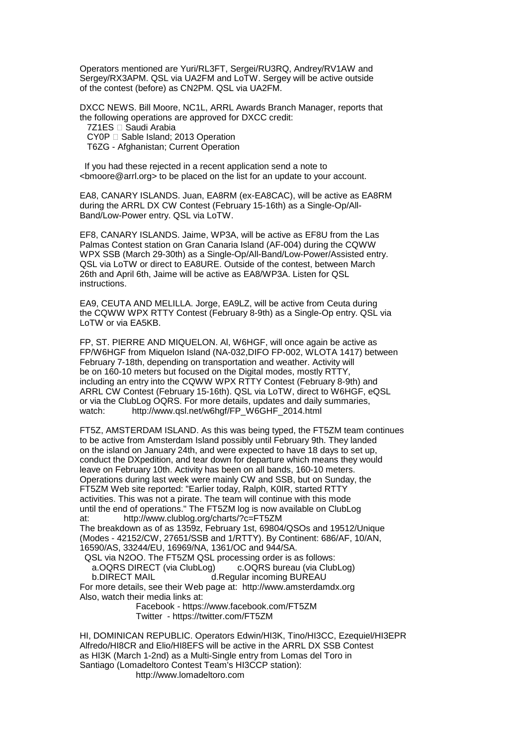Operators mentioned are Yuri/RL3FT, Sergei/RU3RQ, Andrey/RV1AW and Sergey/RX3APM. QSL via UA2FM and LoTW. Sergey will be active outside of the contest (before) as CN2PM. QSL via UA2FM.

DXCC NEWS. Bill Moore, NC1L, ARRL Awards Branch Manager, reports that the following operations are approved for DXCC credit:

7Z1ES  Saudi Arabia
CY0P  Sable Island; 2013 Operation
T6ZG - Afghanistan; Current Operation

If you had these rejected in a recent application send a note to <bmoore@arrl.org> to be placed on the list for an update to your account.

EA8, CANARY ISLANDS. Juan, EA8RM (ex-EA8CAC), will be active as EA8RM during the ARRL DX CW Contest (February 15-16th) as a Single-Op/All-Band/Low-Power entry. QSL via LoTW.

EF8, CANARY ISLANDS. Jaime, WP3A, will be active as EF8U from the Las Palmas Contest station on Gran Canaria Island (AF-004) during the CQWW WPX SSB (March 29-30th) as a Single-Op/All-Band/Low-Power/Assisted entry. QSL via LoTW or direct to EA8URE. Outside of the contest, between March 26th and April 6th, Jaime will be active as EA8/WP3A. Listen for QSL instructions.

EA9, CEUTA AND MELILLA. Jorge, EA9LZ, will be active from Ceuta during the CQWW WPX RTTY Contest (February 8-9th) as a Single-Op entry. QSL via LoTW or via EA5KB.

FP, ST. PIERRE AND MIQUELON. Al, W6HGF, will once again be active as FP/W6HGF from Miquelon Island (NA-032,DIFO FP-002, WLOTA 1417) between February 7-18th, depending on transportation and weather. Activity will be on 160-10 meters but focused on the Digital modes, mostly RTTY, including an entry into the CQWW WPX RTTY Contest (February 8-9th) and ARRL CW Contest (February 15-16th). QSL via LoTW, direct to W6HGF, eQSL or via the ClubLog OQRS. For more details, updates and daily summaries, watch: http://www.qsl.net/w6hgf/FP_W6GHF_2014.html

FT5Z, AMSTERDAM ISLAND. As this was being typed, the FT5ZM team continues to be active from Amsterdam Island possibly until February 9th. They landed on the island on January 24th, and were expected to have 18 days to set up, conduct the DXpedition, and tear down for departure which means they would leave on February 10th. Activity has been on all bands, 160-10 meters. Operations during last week were mainly CW and SSB, but on Sunday, the FT5ZM Web site reported: "Earlier today, Ralph, K0IR, started RTTY activities. This was not a pirate. The team will continue with this mode until the end of operations." The FT5ZM log is now available on ClubLog at: http://www.clublog.org/charts/?c=FT5ZM
The breakdown as of as 1359z, February 1st, 69804/QSOs and 19512/Unique (Modes - 42152/CW, 27651/SSB and 1/RTTY). By Continent: 686/AF, 10/AN, 16590/AS, 33244/EU, 16969/NA, 1361/OC and 944/SA.

QSL via N2OO. The FT5ZM QSL processing order is as follows:

a.OQRS DIRECT (via ClubLog) c.OQRS bureau (via ClubLog)
b.DIRECT MAIL d.Regular incoming BUREAU

For more details, see their Web page at: http://www.amsterdamdx.org
Also, watch their media links at:

Facebook - https://www.facebook.com/FT5ZM
Twitter - https://twitter.com/FT5ZM

HI, DOMINICAN REPUBLIC. Operators Edwin/HI3K, Tino/HI3CC, Ezequiel/HI3EPR Alfredo/HI8CR and Elio/HI8EFS will be active in the ARRL DX SSB Contest as HI3K (March 1-2nd) as a Multi-Single entry from Lomas del Toro in Santiago (Lomadeltoro Contest Team's HI3CCP station):
http://www.lomadeltoro.com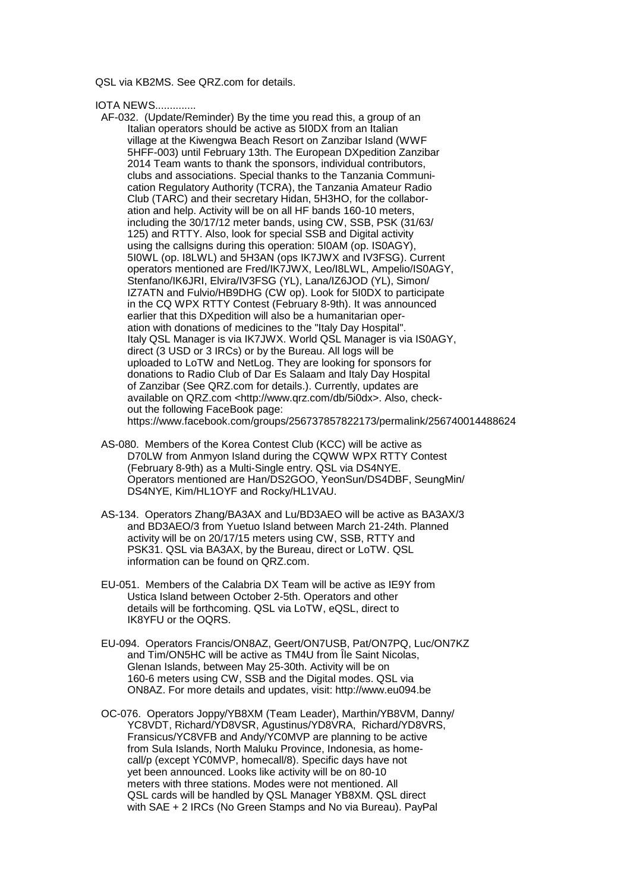QSL via KB2MS. See QRZ.com for details.

IOTA NEWS..............

AF-032. (Update/Reminder) By the time you read this, a group of an Italian operators should be active as 5I0DX from an Italian village at the Kiwengwa Beach Resort on Zanzibar Island (WWF 5HFF-003) until February 13th. The European DXpedition Zanzibar 2014 Team wants to thank the sponsors, individual contributors, clubs and associations. Special thanks to the Tanzania Communication Regulatory Authority (TCRA), the Tanzania Amateur Radio Club (TARC) and their secretary Hidan, 5H3HO, for the collaboration and help. Activity will be on all HF bands 160-10 meters, including the 30/17/12 meter bands, using CW, SSB, PSK (31/63/125) and RTTY. Also, look for special SSB and Digital activity using the callsigns during this operation: 5I0AM (op. IS0AGY), 5I0WL (op. I8LWL) and 5H3AN (ops IK7JWX and IV3FSG). Current operators mentioned are Fred/IK7JWX, Leo/I8LWL, Ampelio/IS0AGY, Stenfano/IK6JRI, Elvira/IV3FSG (YL), Lana/IZ6JOD (YL), Simon/IZ7ATN and Fulvio/HB9DHG (CW op). Look for 5I0DX to participate in the CQ WPX RTTY Contest (February 8-9th). It was announced earlier that this DXpedition will also be a humanitarian operation with donations of medicines to the "Italy Day Hospital". Italy QSL Manager is via IK7JWX. World QSL Manager is via IS0AGY, direct (3 USD or 3 IRCs) or by the Bureau. All logs will be uploaded to LoTW and NetLog. They are looking for sponsors for donations to Radio Club of Dar Es Salaam and Italy Day Hospital of Zanzibar (See QRZ.com for details.). Currently, updates are available on QRZ.com <http://www.qrz.com/db/5i0dx>. Also, checkout the following FaceBook page: https://www.facebook.com/groups/256737857822173/permalink/256740014488624

AS-080. Members of the Korea Contest Club (KCC) will be active as D70LW from Anmyon Island during the CQWW WPX RTTY Contest (February 8-9th) as a Multi-Single entry. QSL via DS4NYE. Operators mentioned are Han/DS2GOO, YeonSun/DS4DBF, SeungMin/DS4NYE, Kim/HL1OYF and Rocky/HL1VAU.

AS-134. Operators Zhang/BA3AX and Lu/BD3AEO will be active as BA3AX/3 and BD3AEO/3 from Yuetuo Island between March 21-24th. Planned activity will be on 20/17/15 meters using CW, SSB, RTTY and PSK31. QSL via BA3AX, by the Bureau, direct or LoTW. QSL information can be found on QRZ.com.

EU-051. Members of the Calabria DX Team will be active as IE9Y from Ustica Island between October 2-5th. Operators and other details will be forthcoming. QSL via LoTW, eQSL, direct to IK8YFU or the OQRS.

EU-094. Operators Francis/ON8AZ, Geert/ON7USB, Pat/ON7PQ, Luc/ON7KZ and Tim/ON5HC will be active as TM4U from Île Saint Nicolas, Glenan Islands, between May 25-30th. Activity will be on 160-6 meters using CW, SSB and the Digital modes. QSL via ON8AZ. For more details and updates, visit: http://www.eu094.be

OC-076. Operators Joppy/YB8XM (Team Leader), Marthin/YB8VM, Danny/YC8VDT, Richard/YD8VSR, Agustinus/YD8VRA, Richard/YD8VRS, Fransicus/YC8VFB and Andy/YC0MVP are planning to be active from Sula Islands, North Maluku Province, Indonesia, as homecall/p (except YC0MVP, homecall/8). Specific days have not yet been announced. Looks like activity will be on 80-10 meters with three stations. Modes were not mentioned. All QSL cards will be handled by QSL Manager YB8XM. QSL direct with SAE + 2 IRCs (No Green Stamps and No via Bureau). PayPal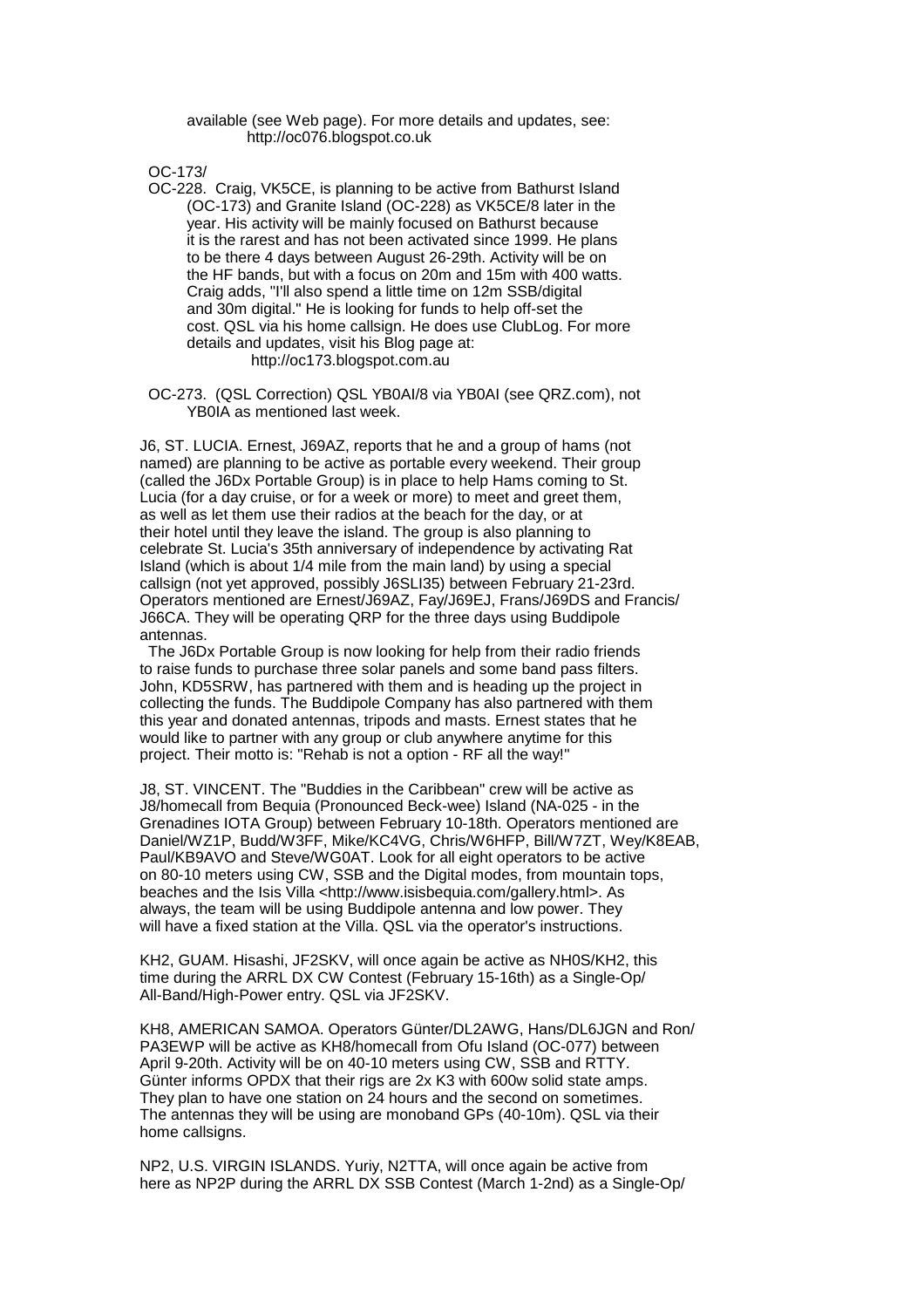available (see Web page). For more details and updates, see:
http://oc076.blogspot.co.uk

OC-173/
OC-228. Craig, VK5CE, is planning to be active from Bathurst Island (OC-173) and Granite Island (OC-228) as VK5CE/8 later in the year. His activity will be mainly focused on Bathurst because it is the rarest and has not been activated since 1999. He plans to be there 4 days between August 26-29th. Activity will be on the HF bands, but with a focus on 20m and 15m with 400 watts. Craig adds, "I'll also spend a little time on 12m SSB/digital and 30m digital." He is looking for funds to help off-set the cost. QSL via his home callsign. He does use ClubLog. For more details and updates, visit his Blog page at:
http://oc173.blogspot.com.au

OC-273. (QSL Correction) QSL YB0AI/8 via YB0AI (see QRZ.com), not YB0IA as mentioned last week.

J6, ST. LUCIA. Ernest, J69AZ, reports that he and a group of hams (not named) are planning to be active as portable every weekend. Their group (called the J6Dx Portable Group) is in place to help Hams coming to St. Lucia (for a day cruise, or for a week or more) to meet and greet them, as well as let them use their radios at the beach for the day, or at their hotel until they leave the island. The group is also planning to celebrate St. Lucia's 35th anniversary of independence by activating Rat Island (which is about 1/4 mile from the main land) by using a special callsign (not yet approved, possibly J6SLI35) between February 21-23rd. Operators mentioned are Ernest/J69AZ, Fay/J69EJ, Frans/J69DS and Francis/J66CA. They will be operating QRP for the three days using Buddipole antennas.

The J6Dx Portable Group is now looking for help from their radio friends to raise funds to purchase three solar panels and some band pass filters. John, KD5SRW, has partnered with them and is heading up the project in collecting the funds. The Buddipole Company has also partnered with them this year and donated antennas, tripods and masts. Ernest states that he would like to partner with any group or club anywhere anytime for this project. Their motto is: "Rehab is not a option - RF all the way!"

J8, ST. VINCENT. The "Buddies in the Caribbean" crew will be active as J8/homecall from Bequia (Pronounced Beck-wee) Island (NA-025 - in the Grenadines IOTA Group) between February 10-18th. Operators mentioned are Daniel/WZ1P, Budd/W3FF, Mike/KC4VG, Chris/W6HFP, Bill/W7ZT, Wey/K8EAB, Paul/KB9AVO and Steve/WG0AT. Look for all eight operators to be active on 80-10 meters using CW, SSB and the Digital modes, from mountain tops, beaches and the Isis Villa <http://www.isisbequia.com/gallery.html>. As always, the team will be using Buddipole antenna and low power. They will have a fixed station at the Villa. QSL via the operator's instructions.

KH2, GUAM. Hisashi, JF2SKV, will once again be active as NH0S/KH2, this time during the ARRL DX CW Contest (February 15-16th) as a Single-Op/All-Band/High-Power entry. QSL via JF2SKV.

KH8, AMERICAN SAMOA. Operators Günter/DL2AWG, Hans/DL6JGN and Ron/PA3EWP will be active as KH8/homecall from Ofu Island (OC-077) between April 9-20th. Activity will be on 40-10 meters using CW, SSB and RTTY. Günter informs OPDX that their rigs are 2x K3 with 600w solid state amps. They plan to have one station on 24 hours and the second on sometimes. The antennas they will be using are monoband GPs (40-10m). QSL via their home callsigns.

NP2, U.S. VIRGIN ISLANDS. Yuriy, N2TTA, will once again be active from here as NP2P during the ARRL DX SSB Contest (March 1-2nd) as a Single-Op/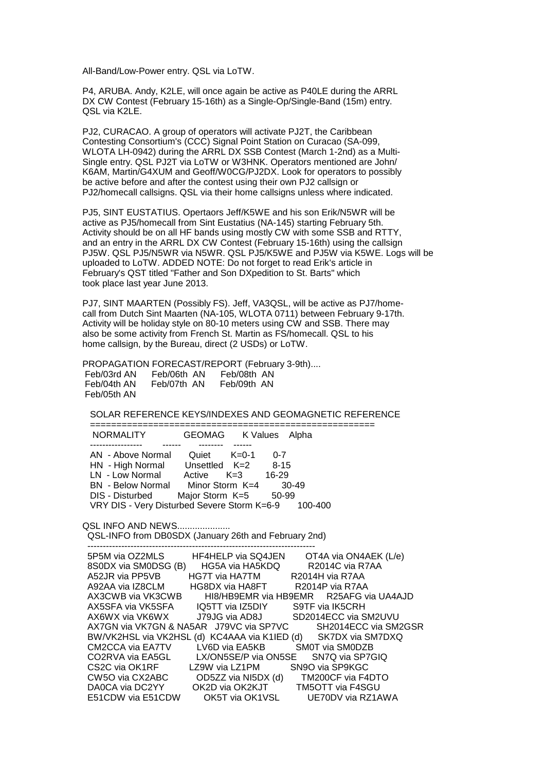All-Band/Low-Power entry. QSL via LoTW.

P4, ARUBA. Andy, K2LE, will once again be active as P40LE during the ARRL DX CW Contest (February 15-16th) as a Single-Op/Single-Band (15m) entry. QSL via K2LE.

PJ2, CURACAO. A group of operators will activate PJ2T, the Caribbean Contesting Consortium's (CCC) Signal Point Station on Curacao (SA-099, WLOTA LH-0942) during the ARRL DX SSB Contest (March 1-2nd) as a Multi-Single entry. QSL PJ2T via LoTW or W3HNK. Operators mentioned are John/K6AM, Martin/G4XUM and Geoff/W0CG/PJ2DX. Look for operators to possibly be active before and after the contest using their own PJ2 callsign or PJ2/homecall callsigns. QSL via their home callsigns unless where indicated.

PJ5, SINT EUSTATIUS. Opertaors Jeff/K5WE and his son Erik/N5WR will be active as PJ5/homecall from Sint Eustatius (NA-145) starting February 5th. Activity should be on all HF bands using mostly CW with some SSB and RTTY, and an entry in the ARRL DX CW Contest (February 15-16th) using the callsign PJ5W. QSL PJ5/N5WR via N5WR. QSL PJ5/K5WE and PJ5W via K5WE. Logs will be uploaded to LoTW. ADDED NOTE: Do not forget to read Erik's article in February's QST titled "Father and Son DXpedition to St. Barts" which took place last year June 2013.

PJ7, SINT MAARTEN (Possibly FS). Jeff, VA3QSL, will be active as PJ7/home-call from Dutch Sint Maarten (NA-105, WLOTA 0711) between February 9-17th. Activity will be holiday style on 80-10 meters using CW and SSB. There may also be some activity from French St. Martin as FS/homecall. QSL to his home callsign, by the Bureau, direct (2 USDs) or LoTW.

PROPAGATION FORECAST/REPORT (February 3-9th)....

| | | |
|---|---|---|
| Feb/03rd AN | Feb/06th AN | Feb/08th AN |
| Feb/04th AN | Feb/07th AN | Feb/09th AN |
| Feb/05th AN | | |

SOLAR REFERENCE KEYS/INDEXES AND GEOMAGNETIC REFERENCE

| NORMALITY | GEOMAG | K Values | Alpha |
|---|---|---|---|
| AN - Above Normal | Quiet | K=0-1 | 0-7 |
| HN - High Normal | Unsettled | K=2 | 8-15 |
| LN - Low Normal | Active | K=3 | 16-29 |
| BN - Below Normal | Minor Storm | K=4 | 30-49 |
| DIS - Disturbed | Major Storm | K=5 | 50-99 |
| VRY DIS - Very Disturbed | Severe Storm | K=6-9 | 100-400 |

QSL INFO AND NEWS.....................

QSL-INFO from DB0SDX (January 26th and February 2nd)

| | | |
|---|---|---|
| 5P5M via OZ2MLS | HF4HELP via SQ4JEN | OT4A via ON4AEK (L/e) |
| 8S0DX via SM0DSG (B) | HG5A via HA5KDQ | R2014C via R7AA |
| A52JR via PP5VB | HG7T via HA7TM | R2014H via R7AA |
| A92AA via IZ8CLM | HG8DX via HA8FT | R2014P via R7AA |
| AX3CWB via VK3CWB | HI8/HB9EMR via HB9EMR | R25AFG via UA4AJD |
| AX5SFA via VK5SFA | IQ5TT via IZ5DIY | S9TF via IK5CRH |
| AX6WX via VK6WX | J79JG via AD8J | SD2014ECC via SM2UVU |
| AX7GN via VK7GN & NA5AR | J79VC via SP7VC | SH2014ECC via SM2GSR |
| BW/VK2HSL via VK2HSL (d) | KC4AAA via K1IED (d) | SK7DX via SM7DXQ |
| CM2CCA via EA7TV | LV6D via EA5KB | SM0T via SM0DZB |
| CO2RVA via EA5GL | LX/ON5SE/P via ON5SE | SN7Q via SP7GIQ |
| CS2C via OK1RF | LZ9W via LZ1PM | SN9O via SP9KGC |
| CW5O via CX2ABC | OD5ZZ via NI5DX (d) | TM200CF via F4DTO |
| DA0CA via DC2YY | OK2D via OK2KJT | TM5OTT via F4SGU |
| E51CDW via E51CDW | OK5T via OK1VSL | UE70DV via RZ1AWA |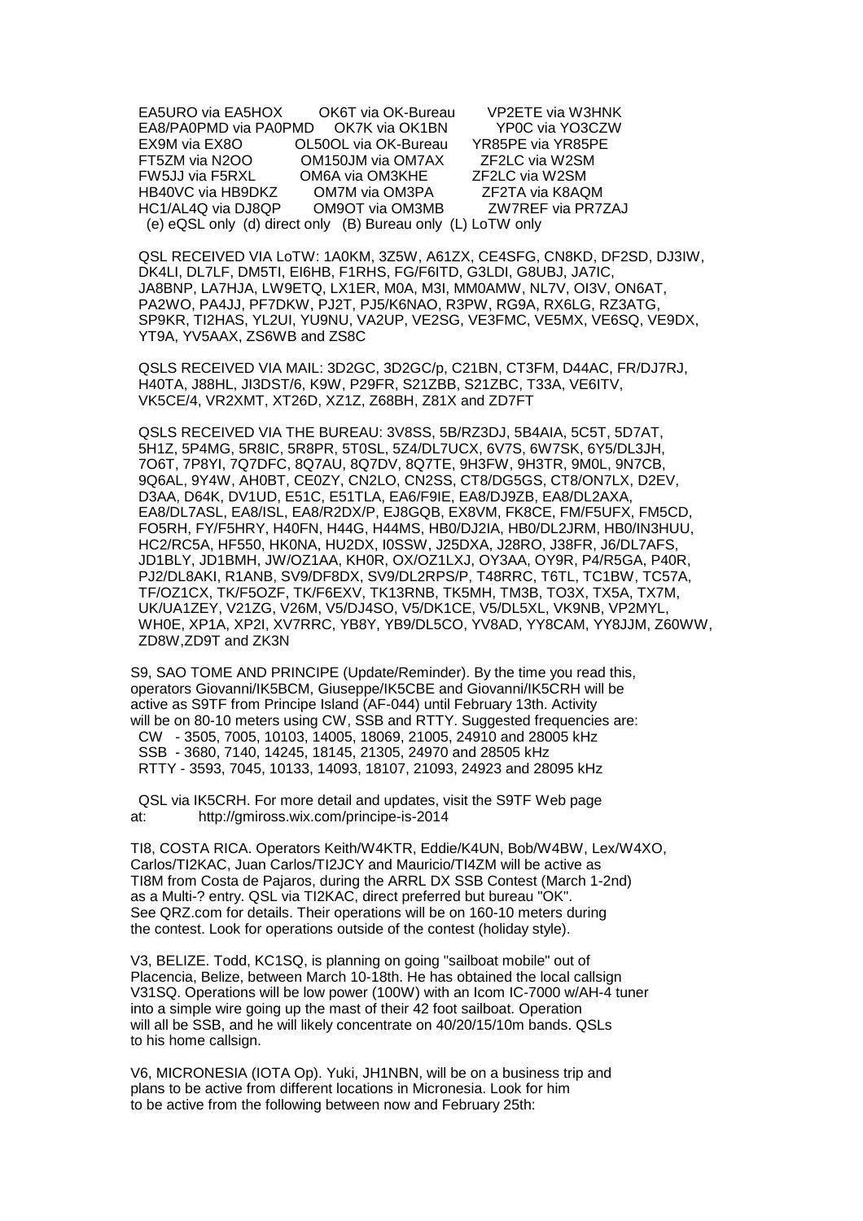| | | |
|---|---|---|
| EA5URO via EA5HOX | OK6T via OK-Bureau | VP2ETE via W3HNK |
| EA8/PA0PMD via PA0PMD | OK7K via OK1BN | YP0C via YO3CZW |
| EX9M via EX8O | OL50OL via OK-Bureau | YR85PE via YR85PE |
| FT5ZM via N2OO | OM150JM via OM7AX | ZF2LC via W2SM |
| FW5JJ via F5RXL | OM6A via OM3KHE | ZF2LC via W2SM |
| HB40VC via HB9DKZ | OM7M via OM3PA | ZF2TA via K8AQM |
| HC1/AL4Q via DJ8QP | OM9OT via OM3MB | ZW7REF via PR7ZAJ |

(e) eQSL only (d) direct only (B) Bureau only (L) LoTW only

QSL RECEIVED VIA LoTW: 1A0KM, 3Z5W, A61ZX, CE4SFG, CN8KD, DF2SD, DJ3IW, DK4LI, DL7LF, DM5TI, EI6HB, F1RHS, FG/F6ITD, G3LDI, G8UBJ, JA7IC, JA8BNP, LA7HJA, LW9ETQ, LX1ER, M0A, M3I, MM0AMW, NL7V, OI3V, ON6AT, PA2WO, PA4JJ, PF7DKW, PJ2T, PJ5/K6NAO, R3PW, RG9A, RX6LG, RZ3ATG, SP9KR, TI2HAS, YL2UI, YU9NU, VA2UP, VE2SG, VE3FMC, VE5MX, VE6SQ, VE9DX, YT9A, YV5AAX, ZS6WB and ZS8C

QSLS RECEIVED VIA MAIL: 3D2GC, 3D2GC/p, C21BN, CT3FM, D44AC, FR/DJ7RJ, H40TA, J88HL, JI3DST/6, K9W, P29FR, S21ZBB, S21ZBC, T33A, VE6ITV, VK5CE/4, VR2XMT, XT26D, XZ1Z, Z68BH, Z81X and ZD7FT

QSLS RECEIVED VIA THE BUREAU: 3V8SS, 5B/RZ3DJ, 5B4AIA, 5C5T, 5D7AT, 5H1Z, 5P4MG, 5R8IC, 5R8PR, 5T0SL, 5Z4/DL7UCX, 6V7S, 6W7SK, 6Y5/DL3JH, 7O6T, 7P8YI, 7Q7DFC, 8Q7AU, 8Q7DV, 8Q7TE, 9H3FW, 9H3TR, 9M0L, 9N7CB, 9Q6AL, 9Y4W, AH0BT, CE0ZY, CN2LO, CN2SS, CT8/DG5GS, CT8/ON7LX, D2EV, D3AA, D64K, DV1UD, E51C, E51TLA, EA6/F9IE, EA8/DJ9ZB, EA8/DL2AXA, EA8/DL7ASL, EA8/ISL, EA8/R2DX/P, EJ8GQB, EX8VM, FK8CE, FM/F5UFX, FM5CD, FO5RH, FY/F5HRY, H40FN, H44G, H44MS, HB0/DJ2IA, HB0/DL2JRM, HB0/IN3HUU, HC2/RC5A, HF550, HK0NA, HU2DX, I0SSW, J25DXA, J28RO, J38FR, J6/DL7AFS, JD1BLY, JD1BMH, JW/OZ1AA, KH0R, OX/OZ1LXJ, OY3AA, OY9R, P4/R5GA, P40R, PJ2/DL8AKI, R1ANB, SV9/DF8DX, SV9/DL2RPS/P, T48RRC, T6TL, TC1BW, TC57A, TF/OZ1CX, TK/F5OZF, TK/F6EXV, TK13RNB, TK5MH, TM3B, TO3X, TX5A, TX7M, UK/UA1ZEY, V21ZG, V26M, V5/DJ4SO, V5/DK1CE, V5/DL5XL, VK9NB, VP2MYL, WH0E, XP1A, XP2I, XV7RRC, YB8Y, YB9/DL5CO, YV8AD, YY8CAM, YY8JJM, Z60WW, ZD8W,ZD9T and ZK3N

S9, SAO TOME AND PRINCIPE (Update/Reminder). By the time you read this, operators Giovanni/IK5BCM, Giuseppe/IK5CBE and Giovanni/IK5CRH will be active as S9TF from Principe Island (AF-044) until February 13th. Activity will be on 80-10 meters using CW, SSB and RTTY. Suggested frequencies are:

- CW - 3505, 7005, 10103, 14005, 18069, 21005, 24910 and 28005 kHz
- SSB - 3680, 7140, 14245, 18145, 21305, 24970 and 28505 kHz
- RTTY - 3593, 7045, 10133, 14093, 18107, 21093, 24923 and 28095 kHz

QSL via IK5CRH. For more detail and updates, visit the S9TF Web page at: http://gmiross.wix.com/principe-is-2014

TI8, COSTA RICA. Operators Keith/W4KTR, Eddie/K4UN, Bob/W4BW, Lex/W4XO, Carlos/TI2KAC, Juan Carlos/TI2JCY and Mauricio/TI4ZM will be active as TI8M from Costa de Pajaros, during the ARRL DX SSB Contest (March 1-2nd) as a Multi-? entry. QSL via TI2KAC, direct preferred but bureau "OK". See QRZ.com for details. Their operations will be on 160-10 meters during the contest. Look for operations outside of the contest (holiday style).

V3, BELIZE. Todd, KC1SQ, is planning on going "sailboat mobile" out of Placencia, Belize, between March 10-18th. He has obtained the local callsign V31SQ. Operations will be low power (100W) with an Icom IC-7000 w/AH-4 tuner into a simple wire going up the mast of their 42 foot sailboat. Operation will all be SSB, and he will likely concentrate on 40/20/15/10m bands. QSLs to his home callsign.

V6, MICRONESIA (IOTA Op). Yuki, JH1NBN, will be on a business trip and plans to be active from different locations in Micronesia. Look for him to be active from the following between now and February 25th: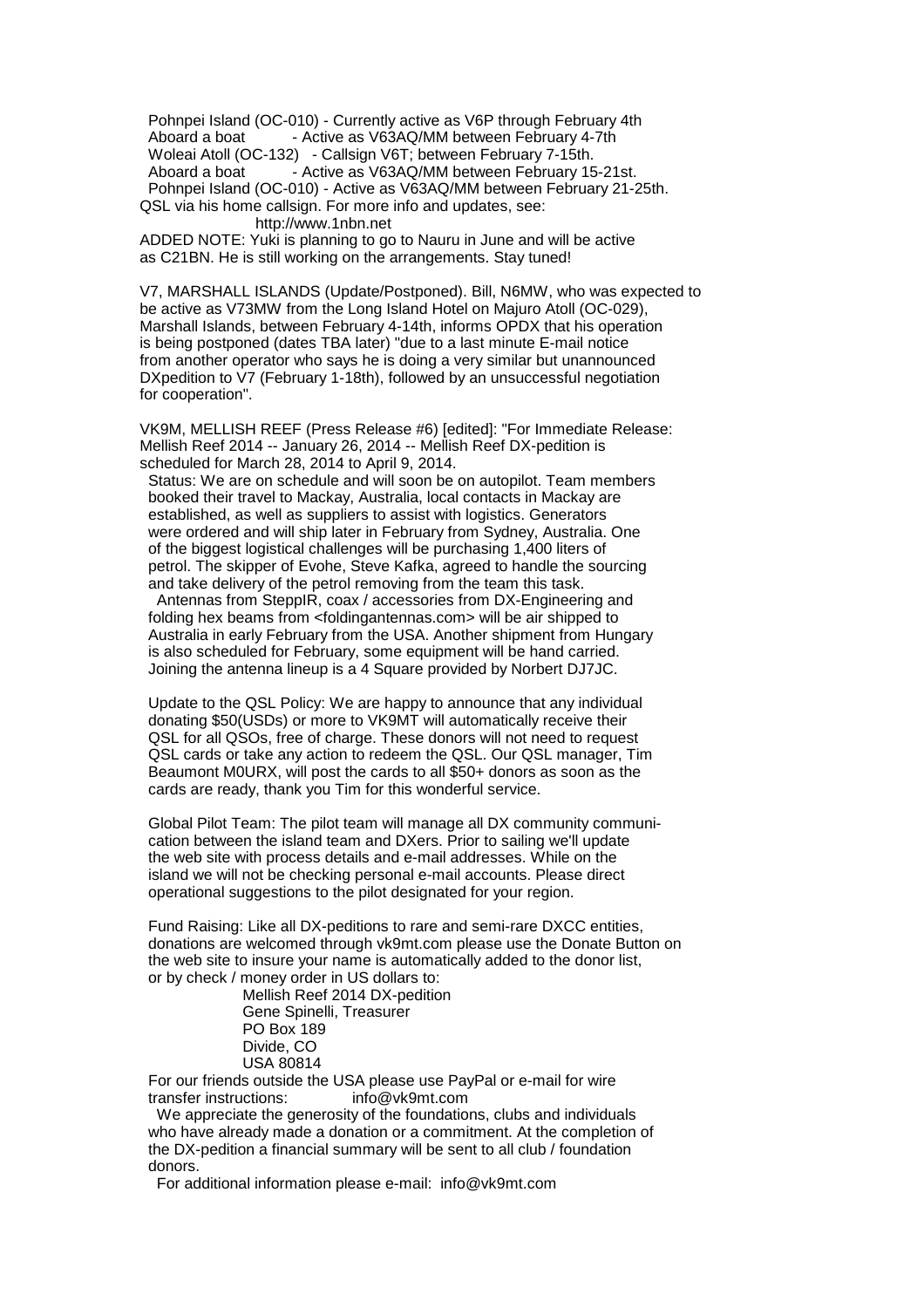Pohnpei Island (OC-010) - Currently active as V6P through February 4th
Aboard a boat - Active as V63AQ/MM between February 4-7th
Woleai Atoll (OC-132) - Callsign V6T; between February 7-15th.
Aboard a boat - Active as V63AQ/MM between February 15-21st.
Pohnpei Island (OC-010) - Active as V63AQ/MM between February 21-25th.

QSL via his home callsign. For more info and updates, see:
http://www.1nbn.net

ADDED NOTE: Yuki is planning to go to Nauru in June and will be active as C21BN. He is still working on the arrangements. Stay tuned!

V7, MARSHALL ISLANDS (Update/Postponed). Bill, N6MW, who was expected to be active as V73MW from the Long Island Hotel on Majuro Atoll (OC-029), Marshall Islands, between February 4-14th, informs OPDX that his operation is being postponed (dates TBA later) "due to a last minute E-mail notice from another operator who says he is doing a very similar but unannounced DXpedition to V7 (February 1-18th), followed by an unsuccessful negotiation for cooperation".

VK9M, MELLISH REEF (Press Release #6) [edited]: "For Immediate Release: Mellish Reef 2014 -- January 26, 2014 -- Mellish Reef DX-pedition is scheduled for March 28, 2014 to April 9, 2014.

Status: We are on schedule and will soon be on autopilot. Team members booked their travel to Mackay, Australia, local contacts in Mackay are established, as well as suppliers to assist with logistics. Generators were ordered and will ship later in February from Sydney, Australia. One of the biggest logistical challenges will be purchasing 1,400 liters of petrol. The skipper of Evohe, Steve Kafka, agreed to handle the sourcing and take delivery of the petrol removing from the team this task.

Antennas from SteppIR, coax / accessories from DX-Engineering and folding hex beams from <foldingantennas.com> will be air shipped to Australia in early February from the USA. Another shipment from Hungary is also scheduled for February, some equipment will be hand carried. Joining the antenna lineup is a 4 Square provided by Norbert DJ7JC.

Update to the QSL Policy: We are happy to announce that any individual donating $50(USDs) or more to VK9MT will automatically receive their QSL for all QSOs, free of charge. These donors will not need to request QSL cards or take any action to redeem the QSL. Our QSL manager, Tim Beaumont M0URX, will post the cards to all $50+ donors as soon as the cards are ready, thank you Tim for this wonderful service.

Global Pilot Team: The pilot team will manage all DX community communication between the island team and DXers. Prior to sailing we'll update the web site with process details and e-mail addresses. While on the island we will not be checking personal e-mail accounts. Please direct operational suggestions to the pilot designated for your region.

Fund Raising: Like all DX-peditions to rare and semi-rare DXCC entities, donations are welcomed through vk9mt.com please use the Donate Button on the web site to insure your name is automatically added to the donor list, or by check / money order in US dollars to:

Mellish Reef 2014 DX-pedition
Gene Spinelli, Treasurer
PO Box 189
Divide, CO
USA 80814

For our friends outside the USA please use PayPal or e-mail for wire transfer instructions: info@vk9mt.com

We appreciate the generosity of the foundations, clubs and individuals who have already made a donation or a commitment. At the completion of the DX-pedition a financial summary will be sent to all club / foundation donors.

For additional information please e-mail: info@vk9mt.com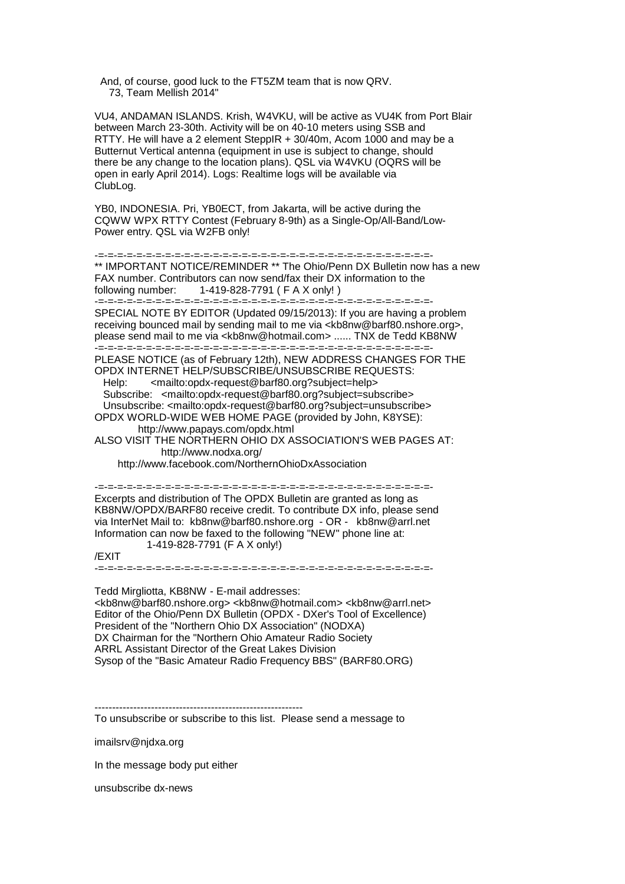And, of course, good luck to the FT5ZM team that is now QRV.
73, Team Mellish 2014"

VU4, ANDAMAN ISLANDS. Krish, W4VKU, will be active as VU4K from Port Blair between March 23-30th. Activity will be on 40-10 meters using SSB and RTTY. He will have a 2 element SteppIR + 30/40m, Acom 1000 and may be a Butternut Vertical antenna (equipment in use is subject to change, should there be any change to the location plans). QSL via W4VKU (OQRS will be open in early April 2014). Logs: Realtime logs will be available via ClubLog.

YB0, INDONESIA. Pri, YB0ECT, from Jakarta, will be active during the CQWW WPX RTTY Contest (February 8-9th) as a Single-Op/All-Band/Low-Power entry. QSL via W2FB only!

-=-=-=-=-=-=-=-=-=-=-=-=-=-=-=-=-=-=-=-=-=-=-=-=-=-=-=-=-=-=-=-=-=-=-=-

** IMPORTANT NOTICE/REMINDER ** The Ohio/Penn DX Bulletin now has a new FAX number. Contributors can now send/fax their DX information to the following number: 1-419-828-7791 ( F A X only! )

-=-=-=-=-=-=-=-=-=-=-=-=-=-=-=-=-=-=-=-=-=-=-=-=-=-=-=-=-=-=-=-=-=-=-=-

SPECIAL NOTE BY EDITOR (Updated 09/15/2013): If you are having a problem receiving bounced mail by sending mail to me via <kb8nw@barf80.nshore.org>, please send mail to me via <kb8nw@hotmail.com> ...... TNX de Tedd KB8NW

-=-=-=-=-=-=-=-=-=-=-=-=-=-=-=-=-=-=-=-=-=-=-=-=-=-=-=-=-=-=-=-=-=-=-=-

PLEASE NOTICE (as of February 12th), NEW ADDRESS CHANGES FOR THE OPDX INTERNET HELP/SUBSCRIBE/UNSUBSCRIBE REQUESTS:
  Help: <mailto:opdx-request@barf80.org?subject=help>
  Subscribe: <mailto:opdx-request@barf80.org?subject=subscribe>
  Unsubscribe: <mailto:opdx-request@barf80.org?subject=unsubscribe>
OPDX WORLD-WIDE WEB HOME PAGE (provided by John, K8YSE):
  http://www.papays.com/opdx.html
ALSO VISIT THE NORTHERN OHIO DX ASSOCIATION'S WEB PAGES AT:
  http://www.nodxa.org/
  http://www.facebook.com/NorthernOhioDxAssociation

-=-=-=-=-=-=-=-=-=-=-=-=-=-=-=-=-=-=-=-=-=-=-=-=-=-=-=-=-=-=-=-=-=-=-=-

Excerpts and distribution of The OPDX Bulletin are granted as long as KB8NW/OPDX/BARF80 receive credit. To contribute DX info, please send via InterNet Mail to: kb8nw@barf80.nshore.org - OR - kb8nw@arrl.net
Information can now be faxed to the following "NEW" phone line at:
  1-419-828-7791 (F A X only!)
/EXIT

-=-=-=-=-=-=-=-=-=-=-=-=-=-=-=-=-=-=-=-=-=-=-=-=-=-=-=-=-=-=-=-=-=-=-=-

Tedd Mirgliotta, KB8NW - E-mail addresses:
<kb8nw@barf80.nshore.org> <kb8nw@hotmail.com> <kb8nw@arrl.net>
Editor of the Ohio/Penn DX Bulletin (OPDX - DXer's Tool of Excellence)
President of the "Northern Ohio DX Association" (NODXA)
DX Chairman for the "Northern Ohio Amateur Radio Society
ARRL Assistant Director of the Great Lakes Division
Sysop of the "Basic Amateur Radio Frequency BBS" (BARF80.ORG)

-----------------------------------------------------------

To unsubscribe or subscribe to this list. Please send a message to

imailsrv@njdxa.org

In the message body put either

unsubscribe dx-news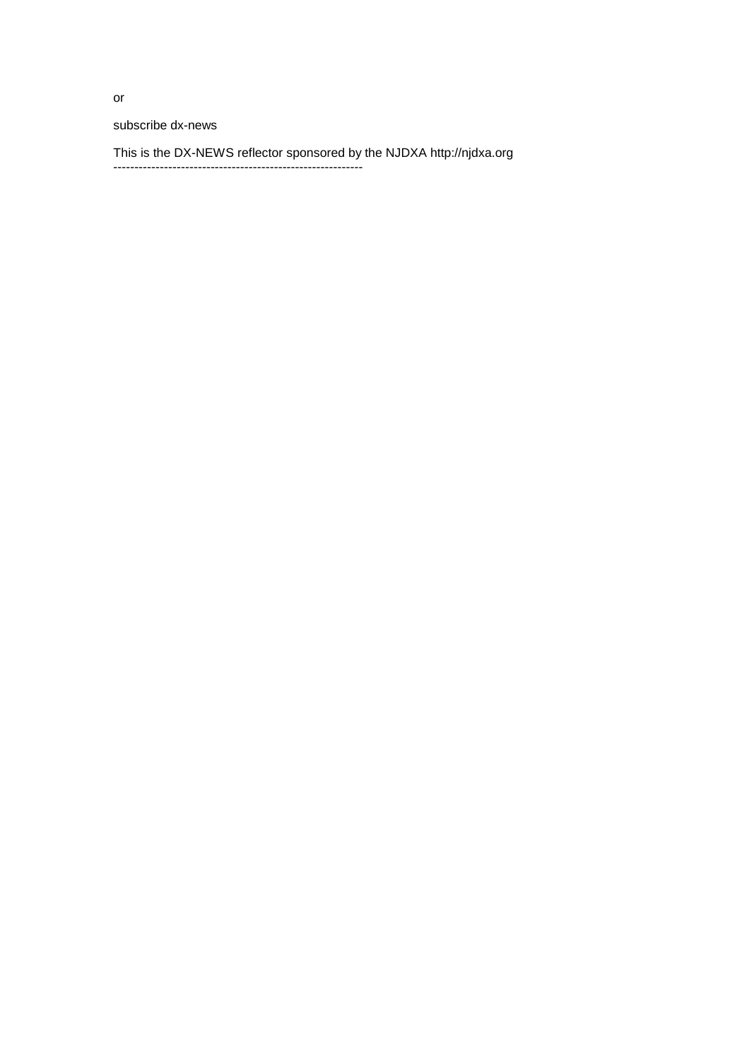or

subscribe dx-news

This is the DX-NEWS reflector sponsored by the NJDXA http://njdxa.org
------------------------------------------------------------